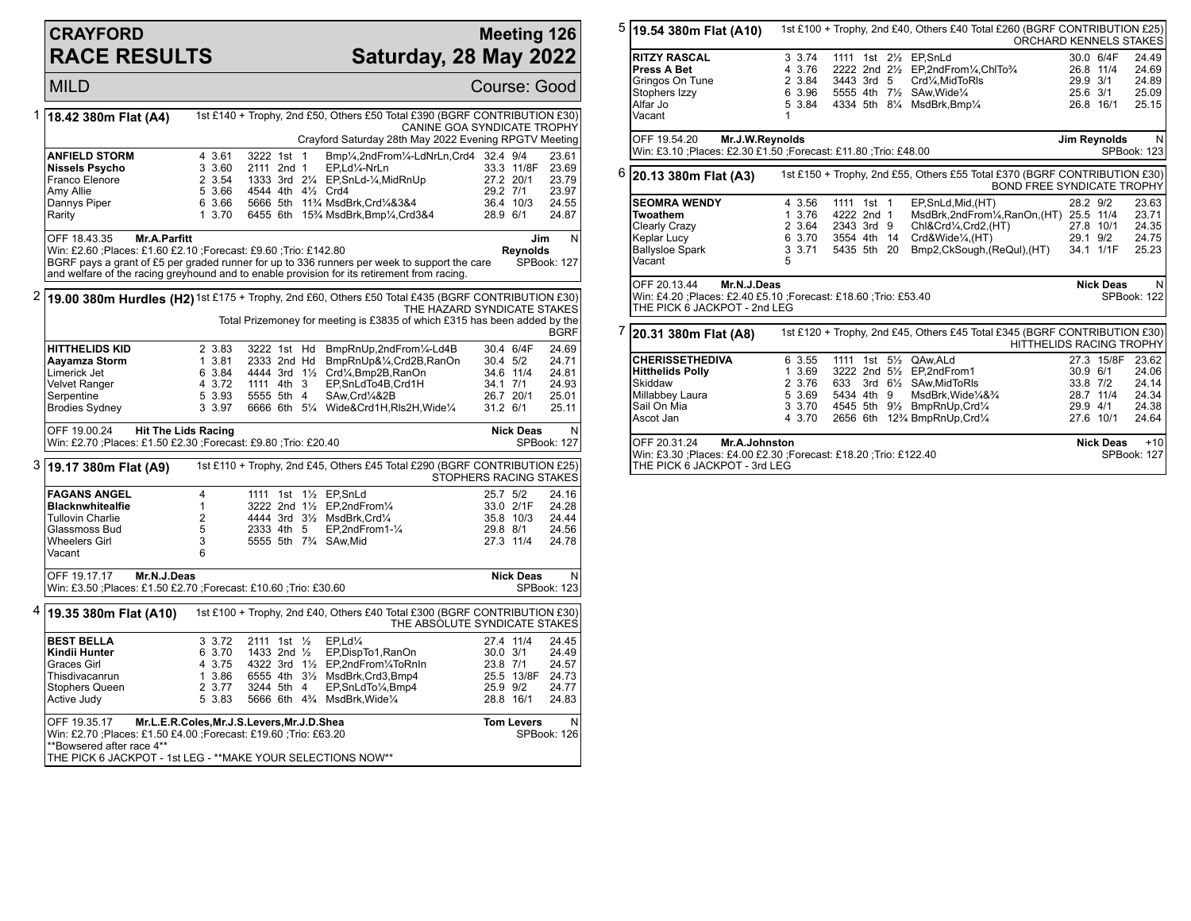# CRAYFORD RACE RESULTS

## Meeting 126 — Saturday, 28 May 2022

MILD — Course: Good

### 1 18.42 380m Flat (A4)

1st £140 + Trophy, 2nd £50, Others £50 Total £390 (BGRF CONTRIBUTION £30)
CANINE GOA SYNDICATE TROPHY
Crayford Saturday 28th May 2022 Evening RPGTV Meeting

| Name | Trap | Sect | Bends | Pos | Dist | Remarks | Wt | SP | Time |
|---|---|---|---|---|---|---|---|---|---|
| **ANFIELD STORM** | 4 | 3.61 | 3222 | 1st | 1 | Bmp¼,2ndFrom¼-LdNrLn,Crd4 | 32.4 | 9/4 | 23.61 |
| **Nissels Psycho** | 3 | 3.60 | 2111 | 2nd | 1 | EP,Ld¼-NrLn | 33.3 | 11/8F | 23.69 |
| Franco Elenore | 2 | 3.54 | 1333 | 3rd | 2¼ | EP,SnLd-¼,MidRnUp | 27.2 | 20/1 | 23.79 |
| Amy Allie | 5 | 3.66 | 4544 | 4th | 4½ | Crd4 | 29.2 | 7/1 | 23.97 |
| Dannys Piper | 6 | 3.66 | 5666 | 5th | 11¾ | MsdBrk,Crd¼&3&4 | 36.4 | 10/3 | 24.55 |
| Rarity | 1 | 3.70 | 6455 | 6th | 15¾ | MsdBrk,Bmp¼,Crd3&4 | 28.9 | 6/1 | 24.87 |

OFF 18.43.35 **Mr.A.Parfitt** — **Jim Reynolds** — N
Win: £2.60 ;Places: £1.60 £2.10 ;Forecast: £9.60 ;Trio: £142.80 — SPBook: 127
BGRF pays a grant of £5 per graded runner for up to 336 runners per week to support the care and welfare of the racing greyhound and to enable provision for its retirement from racing.

### 2 19.00 380m Hurdles (H2)

1st £175 + Trophy, 2nd £60, Others £50 Total £435 (BGRF CONTRIBUTION £30)
THE HAZARD SYNDICATE STAKES
Total Prizemoney for meeting is £3835 of which £315 has been added by the BGRF

| Name | Trap | Sect | Bends | Pos | Dist | Remarks | Wt | SP | Time |
|---|---|---|---|---|---|---|---|---|---|
| **HITTHELIDS KID** | 2 | 3.83 | 3222 | 1st | Hd | BmpRnUp,2ndFrom¼-Ld4B | 30.4 | 6/4F | 24.69 |
| **Aayamza Storm** | 1 | 3.81 | 2333 | 2nd | Hd | BmpRnUp&¼,Crd2B,RanOn | 30.4 | 5/2 | 24.71 |
| Limerick Jet | 6 | 3.84 | 4444 | 3rd | 1½ | Crd¼,Bmp2B,RanOn | 34.6 | 11/4 | 24.81 |
| Velvet Ranger | 4 | 3.72 | 1111 | 4th | 3 | EP,SnLdTo4B,Crd1H | 34.1 | 7/1 | 24.93 |
| Serpentine | 5 | 3.93 | 5555 | 5th | 4 | SAw,Crd¼&2B | 26.7 | 20/1 | 25.01 |
| Brodies Sydney | 3 | 3.97 | 6666 | 6th | 5¼ | Wide&Crd1H,Rls2H,Wide¼ | 31.2 | 6/1 | 25.11 |

OFF 19.00.24 **Hit The Lids Racing** — **Nick Deas** — N
Win: £2.70 ;Places: £1.50 £2.30 ;Forecast: £9.80 ;Trio: £20.40 — SPBook: 127

### 3 19.17 380m Flat (A9)

1st £110 + Trophy, 2nd £45, Others £45 Total £290 (BGRF CONTRIBUTION £25)
STOPHERS RACING STAKES

| Name | Trap | Sect | Bends | Pos | Dist | Remarks | Wt | SP | Time |
|---|---|---|---|---|---|---|---|---|---|
| **FAGANS ANGEL** | 4 | | 1111 | 1st | 1½ | EP,SnLd | 25.7 | 5/2 | 24.16 |
| **Blacknwhitealfie** | 1 | | 3222 | 2nd | 1½ | EP,2ndFrom¼ | 33.0 | 2/1F | 24.28 |
| Tullovin Charlie | 2 | | 4444 | 3rd | 3½ | MsdBrk,Crd¼ | 35.8 | 10/3 | 24.44 |
| Glassmoss Bud | 5 | | 2333 | 4th | 5 | EP,2ndFrom1-¼ | 29.8 | 8/1 | 24.56 |
| Wheelers Girl | 3 | | 5555 | 5th | 7¾ | SAw,Mid | 27.3 | 11/4 | 24.78 |
| Vacant | 6 | | | | | | | | |

OFF 19.17.17 **Mr.N.J.Deas** — **Nick Deas** — N
Win: £3.50 ;Places: £1.50 £2.70 ;Forecast: £10.60 ;Trio: £30.60 — SPBook: 123

### 4 19.35 380m Flat (A10)

1st £100 + Trophy, 2nd £40, Others £40 Total £300 (BGRF CONTRIBUTION £30)
THE ABSOLUTE SYNDICATE STAKES

| Name | Trap | Sect | Bends | Pos | Dist | Remarks | Wt | SP | Time |
|---|---|---|---|---|---|---|---|---|---|
| **BEST BELLA** | 3 | 3.72 | 2111 | 1st | ½ | EP,Ld¼ | 27.4 | 11/4 | 24.45 |
| **Kindii Hunter** | 6 | 3.70 | 1433 | 2nd | ½ | EP,DispTo1,RanOn | 30.0 | 3/1 | 24.49 |
| Graces Girl | 4 | 3.75 | 4322 | 3rd | 1½ | EP,2ndFrom¼ToRnIn | 23.8 | 7/1 | 24.57 |
| Thisdivacanrun | 1 | 3.86 | 6555 | 4th | 3½ | MsdBrk,Crd3,Bmp4 | 25.5 | 13/8F | 24.73 |
| Stophers Queen | 2 | 3.77 | 3244 | 5th | 4 | EP,SnLdTo¼,Bmp4 | 25.9 | 9/2 | 24.77 |
| Active Judy | 5 | 3.83 | 5666 | 6th | 4¾ | MsdBrk,Wide¼ | 28.8 | 16/1 | 24.83 |

OFF 19.35.17 **Mr.L.E.R.Coles,Mr.J.S.Levers,Mr.J.D.Shea** — **Tom Levers** — N
Win: £2.70 ;Places: £1.50 £4.00 ;Forecast: £19.60 ;Trio: £63.20 — SPBook: 126
**Bowsered after race 4**
THE PICK 6 JACKPOT - 1st LEG - **MAKE YOUR SELECTIONS NOW**

### 5 19.54 380m Flat (A10)

1st £100 + Trophy, 2nd £40, Others £40 Total £260 (BGRF CONTRIBUTION £25)
ORCHARD KENNELS STAKES

| Name | Trap | Sect | Bends | Pos | Dist | Remarks | Wt | SP | Time |
|---|---|---|---|---|---|---|---|---|---|
| **RITZY RASCAL** | 3 | 3.74 | 1111 | 1st | 2½ | EP,SnLd | 30.0 | 6/4F | 24.49 |
| **Press A Bet** | 4 | 3.76 | 2222 | 2nd | 2½ | EP,2ndFrom¼,ChlTo¾ | 26.8 | 11/4 | 24.69 |
| Gringos On Tune | 2 | 3.84 | 3443 | 3rd | 5 | Crd¼,MidToRls | 29.9 | 3/1 | 24.89 |
| Stophers Izzy | 6 | 3.96 | 5555 | 4th | 7½ | SAw,Wide¼ | 25.6 | 3/1 | 25.09 |
| Alfar Jo | 5 | 3.84 | 4334 | 5th | 8¼ | MsdBrk,Bmp¼ | 26.8 | 16/1 | 25.15 |
| Vacant | 1 | | | | | | | | |

OFF 19.54.20 **Mr.J.W.Reynolds** — **Jim Reynolds** — N
Win: £3.10 ;Places: £2.30 £1.50 ;Forecast: £11.80 ;Trio: £48.00 — SPBook: 123

### 6 20.13 380m Flat (A3)

1st £150 + Trophy, 2nd £55, Others £55 Total £370 (BGRF CONTRIBUTION £30)
BOND FREE SYNDICATE TROPHY

| Name | Trap | Sect | Bends | Pos | Dist | Remarks | Wt | SP | Time |
|---|---|---|---|---|---|---|---|---|---|
| **SEOMRA WENDY** | 4 | 3.56 | 1111 | 1st | 1 | EP,SnLd,Mid,(HT) | 28.2 | 9/2 | 23.63 |
| **Twoathem** | 1 | 3.76 | 4222 | 2nd | 1 | MsdBrk,2ndFrom¼,RanOn,(HT) | 25.5 | 11/4 | 23.71 |
| Clearly Crazy | 2 | 3.64 | 2343 | 3rd | 9 | Chl&Crd¼,Crd2,(HT) | 27.8 | 10/1 | 24.35 |
| Keplar Lucy | 6 | 3.70 | 3554 | 4th | 14 | Crd&Wide¼,(HT) | 29.1 | 9/2 | 24.75 |
| Ballysloe Spark | 3 | 3.71 | 5435 | 5th | 20 | Bmp2,CkSough,(ReQul),(HT) | 34.1 | 1/1F | 25.23 |
| Vacant | 5 | | | | | | | | |

OFF 20.13.44 **Mr.N.J.Deas** — **Nick Deas** — N
Win: £4.20 ;Places: £2.40 £5.10 ;Forecast: £18.60 ;Trio: £53.40 — SPBook: 122
THE PICK 6 JACKPOT - 2nd LEG

### 7 20.31 380m Flat (A8)

1st £120 + Trophy, 2nd £45, Others £45 Total £345 (BGRF CONTRIBUTION £30)
HITTHELIDS RACING TROPHY

| Name | Trap | Sect | Bends | Pos | Dist | Remarks | Wt | SP | Time |
|---|---|---|---|---|---|---|---|---|---|
| **CHERISSETHEDIVA** | 6 | 3.55 | 1111 | 1st | 5½ | QAw,ALd | 27.3 | 15/8F | 23.62 |
| **Hitthelids Polly** | 1 | 3.69 | 3222 | 2nd | 5½ | EP,2ndFrom1 | 30.9 | 6/1 | 24.06 |
| Skiddaw | 2 | 3.76 | 633 | 3rd | 6½ | SAw,MidToRls | 33.8 | 7/2 | 24.14 |
| Millabbey Laura | 5 | 3.69 | 5434 | 4th | 9 | MsdBrk,Wide¼&¾ | 28.7 | 11/4 | 24.34 |
| Sail On Mia | 3 | 3.70 | 4545 | 5th | 9½ | BmpRnUp,Crd¼ | 29.9 | 4/1 | 24.38 |
| Ascot Jan | 4 | 3.70 | 2656 | 6th | 12¾ | BmpRnUp,Crd¼ | 27.6 | 10/1 | 24.64 |

OFF 20.31.24 **Mr.A.Johnston** — **Nick Deas** — +10
Win: £3.30 ;Places: £4.00 £2.30 ;Forecast: £18.20 ;Trio: £122.40 — SPBook: 127
THE PICK 6 JACKPOT - 3rd LEG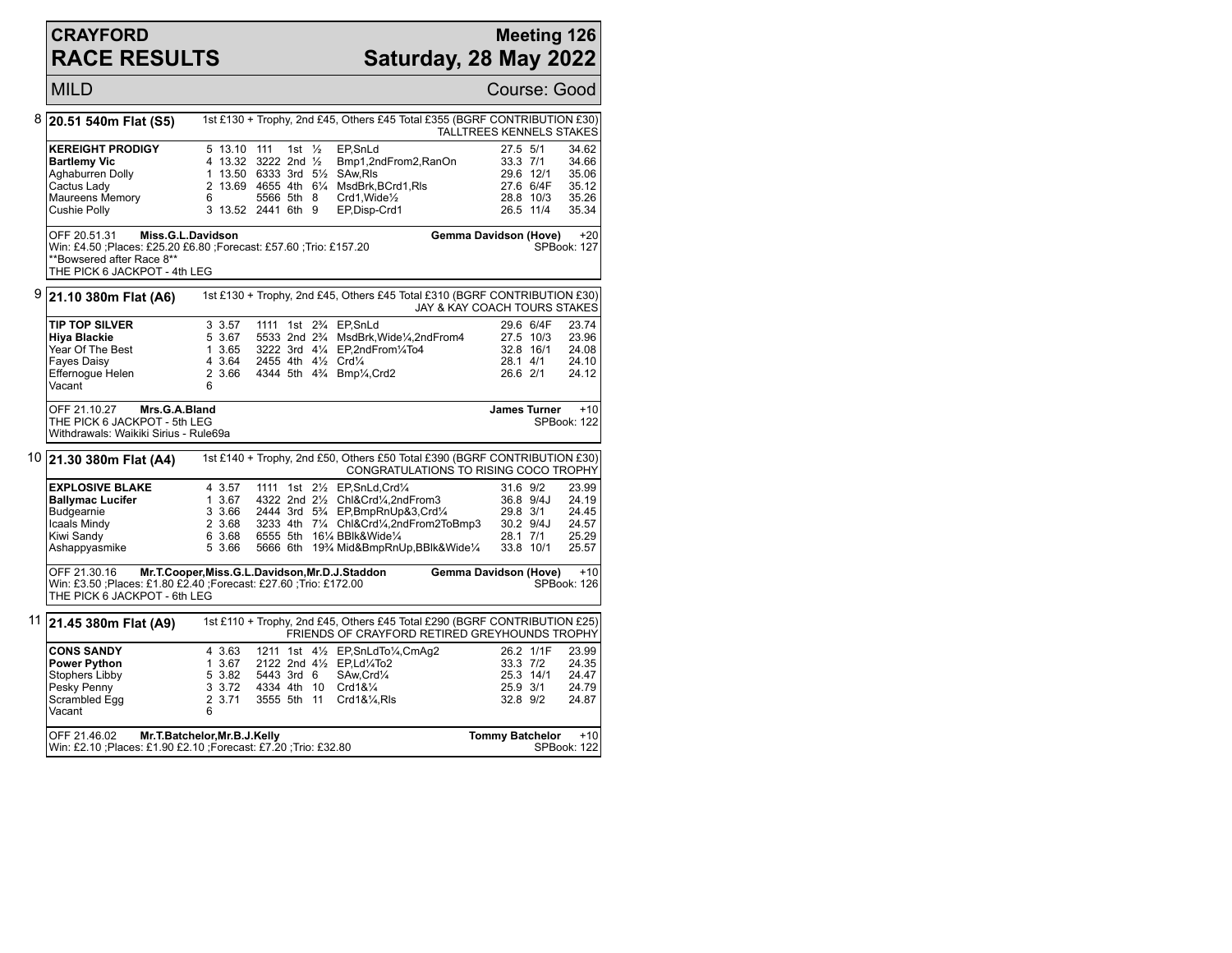# CRAYFORD RACE RESULTS

## Meeting 126 Saturday, 28 May 2022

MILD — Course: Good

### 8 20.51 540m Flat (S5)

1st £130 + Trophy, 2nd £45, Others £45 Total £355 (BGRF CONTRIBUTION £30)
TALLTREES KENNELS STAKES

| | | | | | | | | | | |
|---|---|---|---|---|---|---|---|---|---|---|
| **KEREIGHT PRODIGY** | 5 | 13.10 | 111 | 1st | ½ | EP,SnLd | 27.5 | 5/1 | 34.62 |
| **Bartlemy Vic** | 4 | 13.32 | 3222 | 2nd | ½ | Bmp1,2ndFrom2,RanOn | 33.3 | 7/1 | 34.66 |
| Aghaburren Dolly | 1 | 13.50 | 6333 | 3rd | 5½ | SAw,Rls | 29.6 | 12/1 | 35.06 |
| Cactus Lady | 2 | 13.69 | 4655 | 4th | 6¼ | MsdBrk,BCrd1,Rls | 27.6 | 6/4F | 35.12 |
| Maureens Memory | 6 | | 5566 | 5th | 8 | Crd1,Wide½ | 28.8 | 10/3 | 35.26 |
| Cushie Polly | 3 | 13.52 | 2441 | 6th | 9 | EP,Disp-Crd1 | 26.5 | 11/4 | 35.34 |

OFF 20.51.31 **Miss.G.L.Davidson** **Gemma Davidson (Hove)** +20
Win: £4.50 ;Places: £25.20 £6.80 ;Forecast: £57.60 ;Trio: £157.20 SPBook: 127
**Bowsered after Race 8**
THE PICK 6 JACKPOT - 4th LEG

### 9 21.10 380m Flat (A6)

1st £130 + Trophy, 2nd £45, Others £45 Total £310 (BGRF CONTRIBUTION £30)
JAY & KAY COACH TOURS STAKES

| | | | | | | | | | |
|---|---|---|---|---|---|---|---|---|---|
| **TIP TOP SILVER** | 3 | 3.57 | 1111 | 1st | 2¾ | EP,SnLd | 29.6 | 6/4F | 23.74 |
| **Hiya Blackie** | 5 | 3.67 | 5533 | 2nd | 2¾ | MsdBrk,Wide¼,2ndFrom4 | 27.5 | 10/3 | 23.96 |
| Year Of The Best | 1 | 3.65 | 3222 | 3rd | 4¼ | EP,2ndFrom¼To4 | 32.8 | 16/1 | 24.08 |
| Fayes Daisy | 4 | 3.64 | 2455 | 4th | 4½ | Crd¼ | 28.1 | 4/1 | 24.10 |
| Effernogue Helen | 2 | 3.66 | 4344 | 5th | 4¾ | Bmp¼,Crd2 | 26.6 | 2/1 | 24.12 |
| Vacant | 6 | | | | | | | | |

OFF 21.10.27 **Mrs.G.A.Bland** **James Turner** +10
THE PICK 6 JACKPOT - 5th LEG SPBook: 122
Withdrawals: Waikiki Sirius - Rule69a

### 10 21.30 380m Flat (A4)

1st £140 + Trophy, 2nd £50, Others £50 Total £390 (BGRF CONTRIBUTION £30)
CONGRATULATIONS TO RISING COCO TROPHY

| | | | | | | | | | |
|---|---|---|---|---|---|---|---|---|---|
| **EXPLOSIVE BLAKE** | 4 | 3.57 | 1111 | 1st | 2½ | EP,SnLd,Crd¼ | 31.6 | 9/2 | 23.99 |
| **Ballymac Lucifer** | 1 | 3.67 | 4322 | 2nd | 2½ | Chl&Crd¼,2ndFrom3 | 36.8 | 9/4J | 24.19 |
| Budgearnie | 3 | 3.66 | 2444 | 3rd | 5¾ | EP,BmpRnUp&3,Crd¼ | 29.8 | 3/1 | 24.45 |
| Icaals Mindy | 2 | 3.68 | 3233 | 4th | 7¼ | Chl&Crd¼,2ndFrom2ToBmp3 | 30.2 | 9/4J | 24.57 |
| Kiwi Sandy | 6 | 3.68 | 6555 | 5th | 16¼ | BBlk&Wide¼ | 28.1 | 7/1 | 25.29 |
| Ashappyasmike | 5 | 3.66 | 5666 | 6th | 19¾ | Mid&BmpRnUp,BBlk&Wide¼ | 33.8 | 10/1 | 25.57 |

OFF 21.30.16 **Mr.T.Cooper,Miss.G.L.Davidson,Mr.D.J.Staddon** **Gemma Davidson (Hove)** +10
Win: £3.50 ;Places: £1.80 £2.40 ;Forecast: £27.60 ;Trio: £172.00 SPBook: 126
THE PICK 6 JACKPOT - 6th LEG

### 11 21.45 380m Flat (A9)

1st £110 + Trophy, 2nd £45, Others £45 Total £290 (BGRF CONTRIBUTION £25)
FRIENDS OF CRAYFORD RETIRED GREYHOUNDS TROPHY

| | | | | | | | | | |
|---|---|---|---|---|---|---|---|---|---|
| **CONS SANDY** | 4 | 3.63 | 1211 | 1st | 4½ | EP,SnLdTo¼,CmAg2 | 26.2 | 1/1F | 23.99 |
| **Power Python** | 1 | 3.67 | 2122 | 2nd | 4½ | EP,Ld¼To2 | 33.3 | 7/2 | 24.35 |
| Stophers Libby | 5 | 3.82 | 5443 | 3rd | 6 | SAw,Crd¼ | 25.3 | 14/1 | 24.47 |
| Pesky Penny | 3 | 3.72 | 4334 | 4th | 10 | Crd1&¼ | 25.9 | 3/1 | 24.79 |
| Scrambled Egg | 2 | 3.71 | 3555 | 5th | 11 | Crd1&¼,Rls | 32.8 | 9/2 | 24.87 |
| Vacant | 6 | | | | | | | | |

OFF 21.46.02 **Mr.T.Batchelor,Mr.B.J.Kelly** **Tommy Batchelor** +10
Win: £2.10 ;Places: £1.90 £2.10 ;Forecast: £7.20 ;Trio: £32.80 SPBook: 122